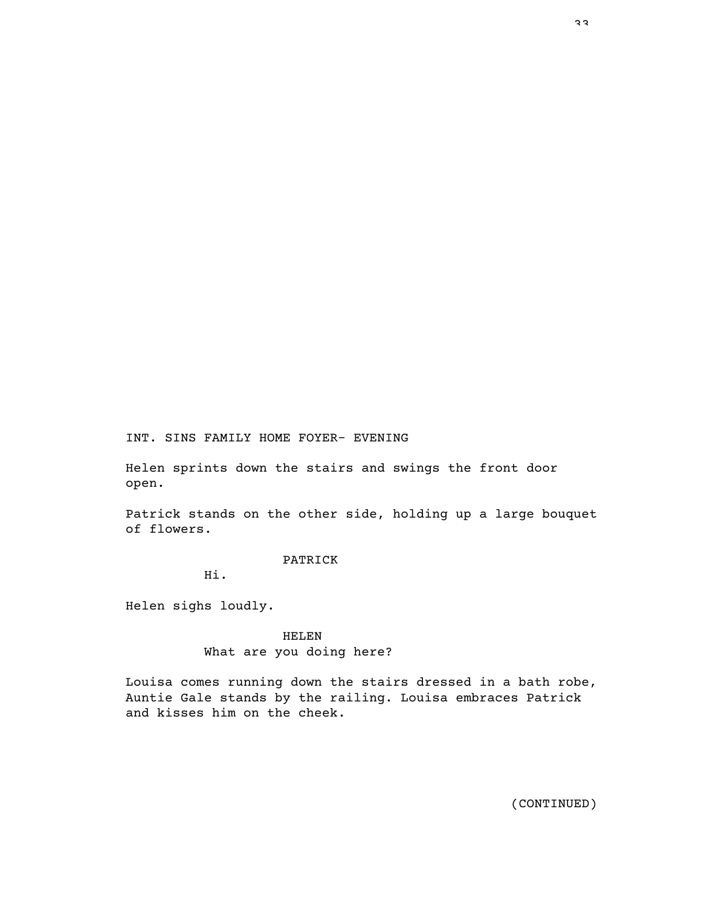INT. SINS FAMILY HOME FOYER- EVENING

Helen sprints down the stairs and swings the front door open.

Patrick stands on the other side, holding up a large bouquet of flowers.

PATRICK

Hi.

Helen sighs loudly.

HELEN

What are you doing here?

Louisa comes running down the stairs dressed in a bath robe, Auntie Gale stands by the railing. Louisa embraces Patrick and kisses him on the cheek.

(CONTINUED)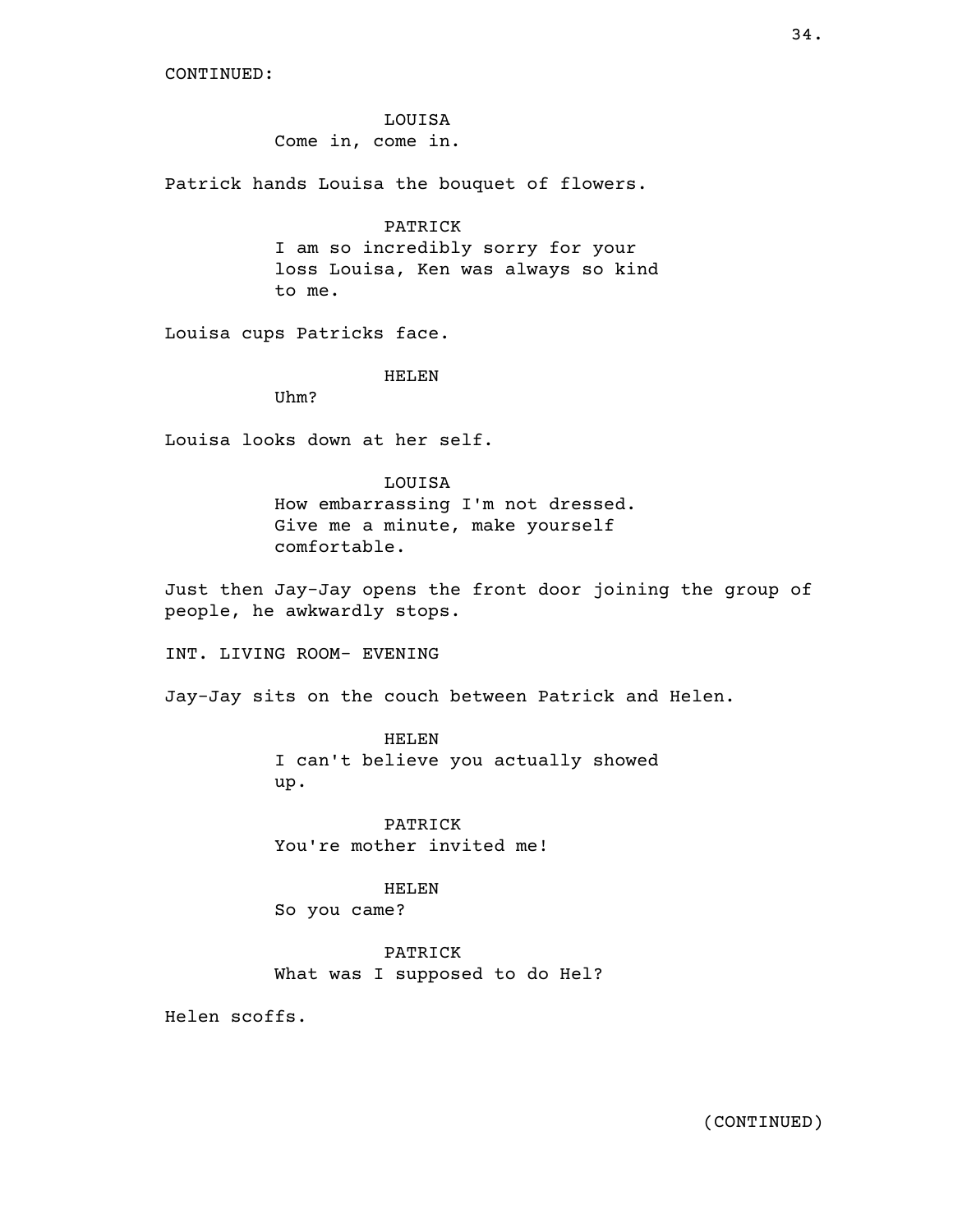CONTINUED:

LOUISA
Come in, come in.

Patrick hands Louisa the bouquet of flowers.

PATRICK
I am so incredibly sorry for your loss Louisa, Ken was always so kind to me.

Louisa cups Patricks face.

HELEN
Uhm?

Louisa looks down at her self.

LOUISA
How embarrassing I'm not dressed. Give me a minute, make yourself comfortable.

Just then Jay-Jay opens the front door joining the group of people, he awkwardly stops.

INT. LIVING ROOM- EVENING

Jay-Jay sits on the couch between Patrick and Helen.

HELEN
I can't believe you actually showed up.

PATRICK
You're mother invited me!

HELEN
So you came?

PATRICK
What was I supposed to do Hel?

Helen scoffs.

(CONTINUED)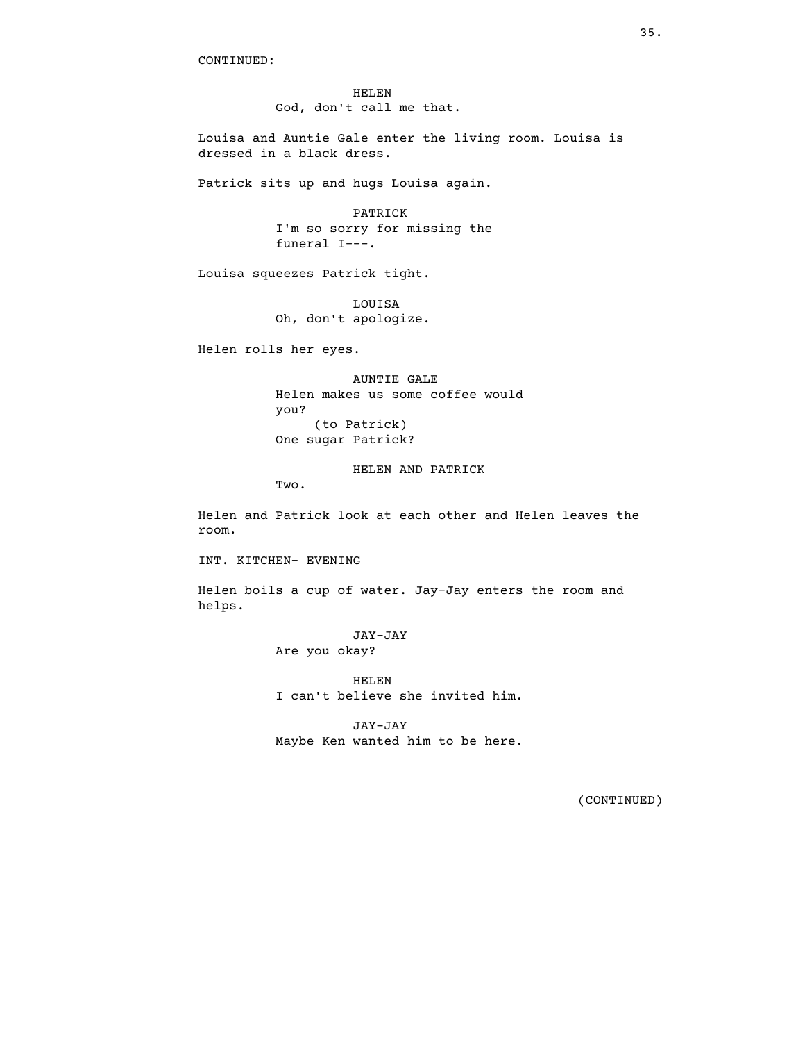CONTINUED:

HELEN
God, don't call me that.

Louisa and Auntie Gale enter the living room. Louisa is dressed in a black dress.

Patrick sits up and hugs Louisa again.

PATRICK
I'm so sorry for missing the funeral I---.

Louisa squeezes Patrick tight.

LOUISA
Oh, don't apologize.

Helen rolls her eyes.

AUNTIE GALE
Helen makes us some coffee would you?
(to Patrick)
One sugar Patrick?

HELEN AND PATRICK
Two.

Helen and Patrick look at each other and Helen leaves the room.

INT. KITCHEN- EVENING

Helen boils a cup of water. Jay-Jay enters the room and helps.

JAY-JAY
Are you okay?

HELEN
I can't believe she invited him.

JAY-JAY
Maybe Ken wanted him to be here.

(CONTINUED)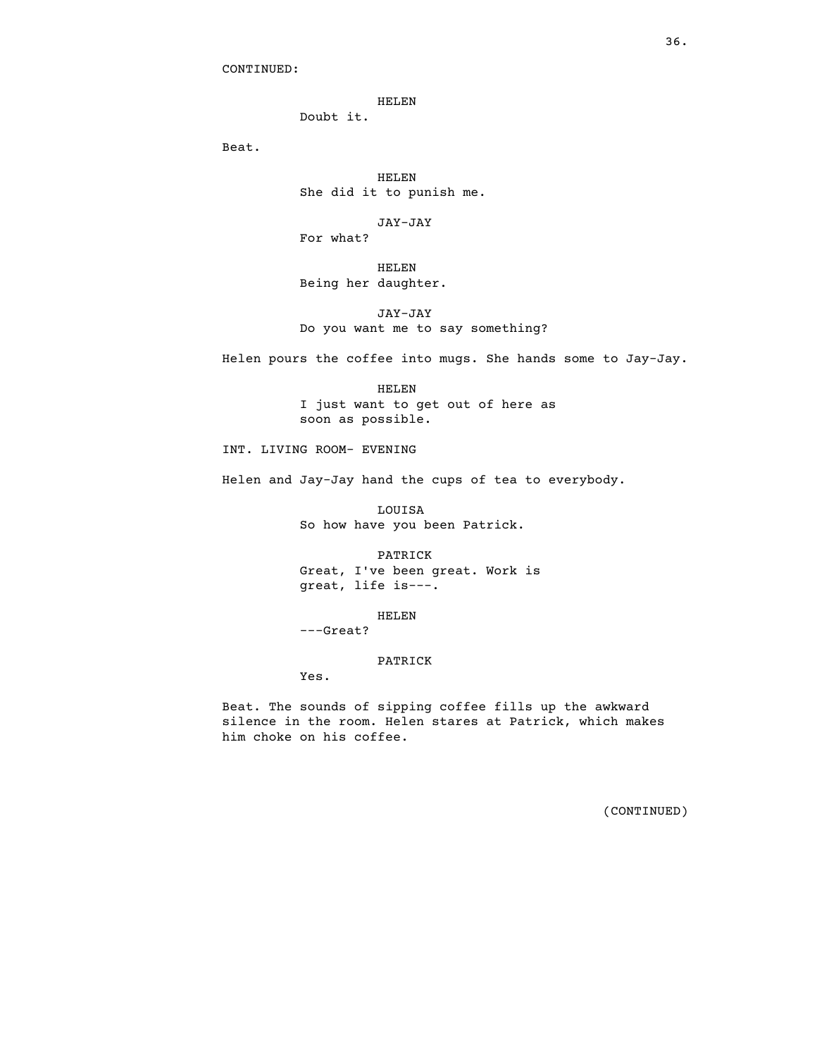CONTINUED:

HELEN
Doubt it.

Beat.

HELEN
She did it to punish me.

JAY-JAY
For what?

HELEN
Being her daughter.

JAY-JAY
Do you want me to say something?

Helen pours the coffee into mugs. She hands some to Jay-Jay.

HELEN
I just want to get out of here as soon as possible.

INT. LIVING ROOM- EVENING

Helen and Jay-Jay hand the cups of tea to everybody.

LOUISA
So how have you been Patrick.

PATRICK
Great, I've been great. Work is great, life is---.

HELEN
---Great?

PATRICK
Yes.

Beat. The sounds of sipping coffee fills up the awkward silence in the room. Helen stares at Patrick, which makes him choke on his coffee.

(CONTINUED)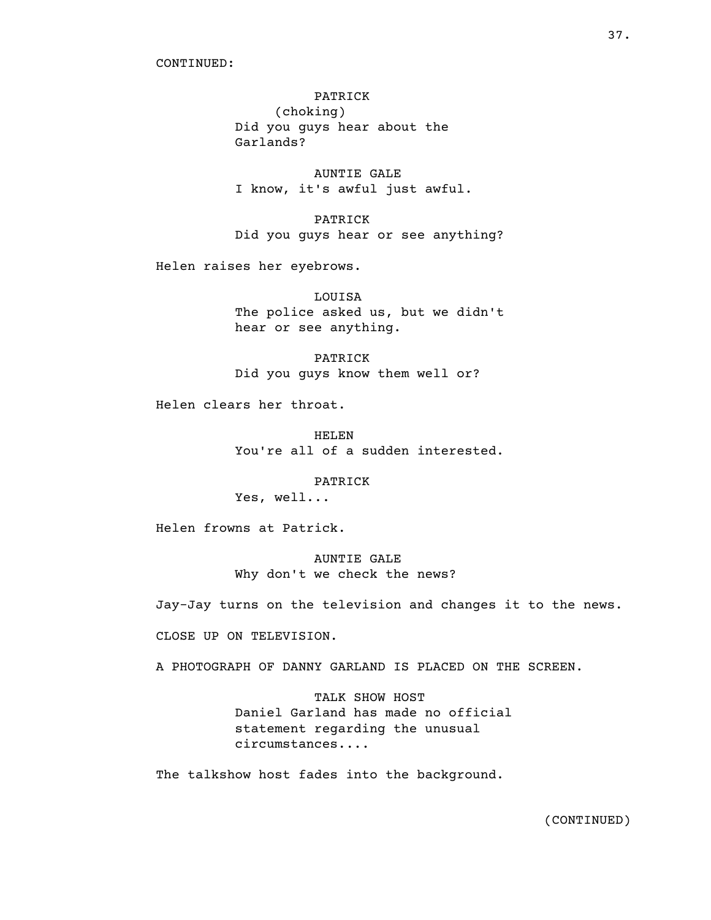CONTINUED:

PATRICK
(choking)
Did you guys hear about the Garlands?

AUNTIE GALE
I know, it's awful just awful.

PATRICK
Did you guys hear or see anything?

Helen raises her eyebrows.

LOUISA
The police asked us, but we didn't hear or see anything.

PATRICK
Did you guys know them well or?

Helen clears her throat.

HELEN
You're all of a sudden interested.

PATRICK
Yes, well...

Helen frowns at Patrick.

AUNTIE GALE
Why don't we check the news?

Jay-Jay turns on the television and changes it to the news.

CLOSE UP ON TELEVISION.

A PHOTOGRAPH OF DANNY GARLAND IS PLACED ON THE SCREEN.

TALK SHOW HOST
Daniel Garland has made no official statement regarding the unusual circumstances....

The talkshow host fades into the background.

(CONTINUED)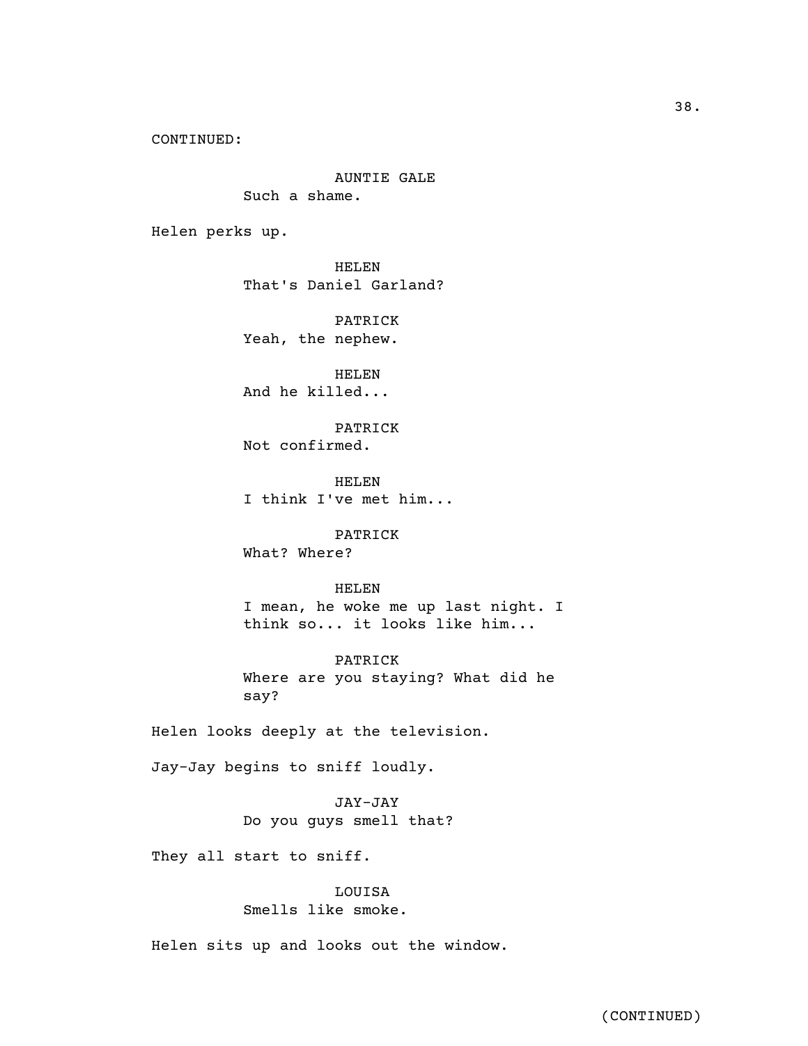CONTINUED:

AUNTIE GALE
Such a shame.

Helen perks up.

HELEN
That's Daniel Garland?

PATRICK
Yeah, the nephew.

HELEN
And he killed...

PATRICK
Not confirmed.

HELEN
I think I've met him...

PATRICK
What? Where?

HELEN
I mean, he woke me up last night. I think so... it looks like him...

PATRICK
Where are you staying? What did he say?

Helen looks deeply at the television.

Jay-Jay begins to sniff loudly.

JAY-JAY
Do you guys smell that?

They all start to sniff.

LOUISA
Smells like smoke.

Helen sits up and looks out the window.

(CONTINUED)